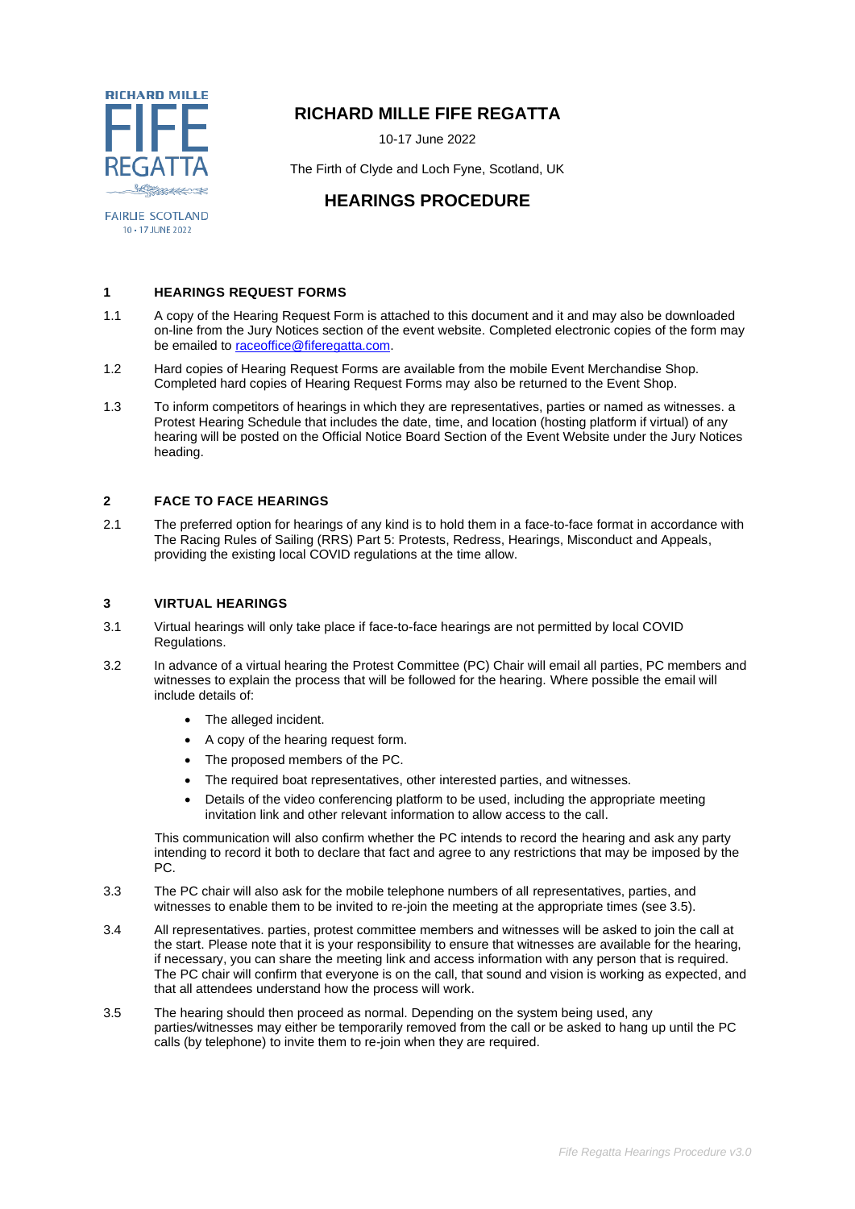RICHARD MILLE FIFE REGATTA

FAIRLIE SCOTLAND
10 - 17 JUNE 2022

# RICHARD MILLE FIFE REGATTA

10-17 June 2022

The Firth of Clyde and Loch Fyne, Scotland, UK

# HEARINGS PROCEDURE

## 1 HEARINGS REQUEST FORMS

1.1 A copy of the Hearing Request Form is attached to this document and it and may also be downloaded on-line from the Jury Notices section of the event website. Completed electronic copies of the form may be emailed to raceoffice@fiferegatta.com.

1.2 Hard copies of Hearing Request Forms are available from the mobile Event Merchandise Shop. Completed hard copies of Hearing Request Forms may also be returned to the Event Shop.

1.3 To inform competitors of hearings in which they are representatives, parties or named as witnesses. a Protest Hearing Schedule that includes the date, time, and location (hosting platform if virtual) of any hearing will be posted on the Official Notice Board Section of the Event Website under the Jury Notices heading.

## 2 FACE TO FACE HEARINGS

2.1 The preferred option for hearings of any kind is to hold them in a face-to-face format in accordance with The Racing Rules of Sailing (RRS) Part 5: Protests, Redress, Hearings, Misconduct and Appeals, providing the existing local COVID regulations at the time allow.

## 3 VIRTUAL HEARINGS

3.1 Virtual hearings will only take place if face-to-face hearings are not permitted by local COVID Regulations.

3.2 In advance of a virtual hearing the Protest Committee (PC) Chair will email all parties, PC members and witnesses to explain the process that will be followed for the hearing. Where possible the email will include details of:

- The alleged incident.
- A copy of the hearing request form.
- The proposed members of the PC.
- The required boat representatives, other interested parties, and witnesses.
- Details of the video conferencing platform to be used, including the appropriate meeting invitation link and other relevant information to allow access to the call.

This communication will also confirm whether the PC intends to record the hearing and ask any party intending to record it both to declare that fact and agree to any restrictions that may be imposed by the PC.

3.3 The PC chair will also ask for the mobile telephone numbers of all representatives, parties, and witnesses to enable them to be invited to re-join the meeting at the appropriate times (see 3.5).

3.4 All representatives. parties, protest committee members and witnesses will be asked to join the call at the start. Please note that it is your responsibility to ensure that witnesses are available for the hearing, if necessary, you can share the meeting link and access information with any person that is required. The PC chair will confirm that everyone is on the call, that sound and vision is working as expected, and that all attendees understand how the process will work.

3.5 The hearing should then proceed as normal. Depending on the system being used, any parties/witnesses may either be temporarily removed from the call or be asked to hang up until the PC calls (by telephone) to invite them to re-join when they are required.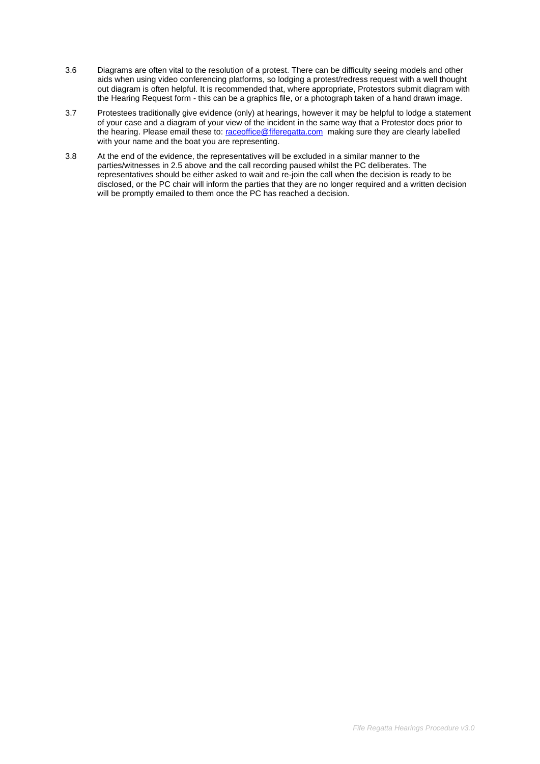3.6 Diagrams are often vital to the resolution of a protest. There can be difficulty seeing models and other aids when using video conferencing platforms, so lodging a protest/redress request with a well thought out diagram is often helpful. It is recommended that, where appropriate, Protestors submit diagram with the Hearing Request form - this can be a graphics file, or a photograph taken of a hand drawn image.

3.7 Protestees traditionally give evidence (only) at hearings, however it may be helpful to lodge a statement of your case and a diagram of your view of the incident in the same way that a Protestor does prior to the hearing. Please email these to: [raceoffice@fiferegatta.com](mailto:raceoffice@fiferegatta.com) making sure they are clearly labelled with your name and the boat you are representing.

3.8 At the end of the evidence, the representatives will be excluded in a similar manner to the parties/witnesses in 2.5 above and the call recording paused whilst the PC deliberates. The representatives should be either asked to wait and re-join the call when the decision is ready to be disclosed, or the PC chair will inform the parties that they are no longer required and a written decision will be promptly emailed to them once the PC has reached a decision.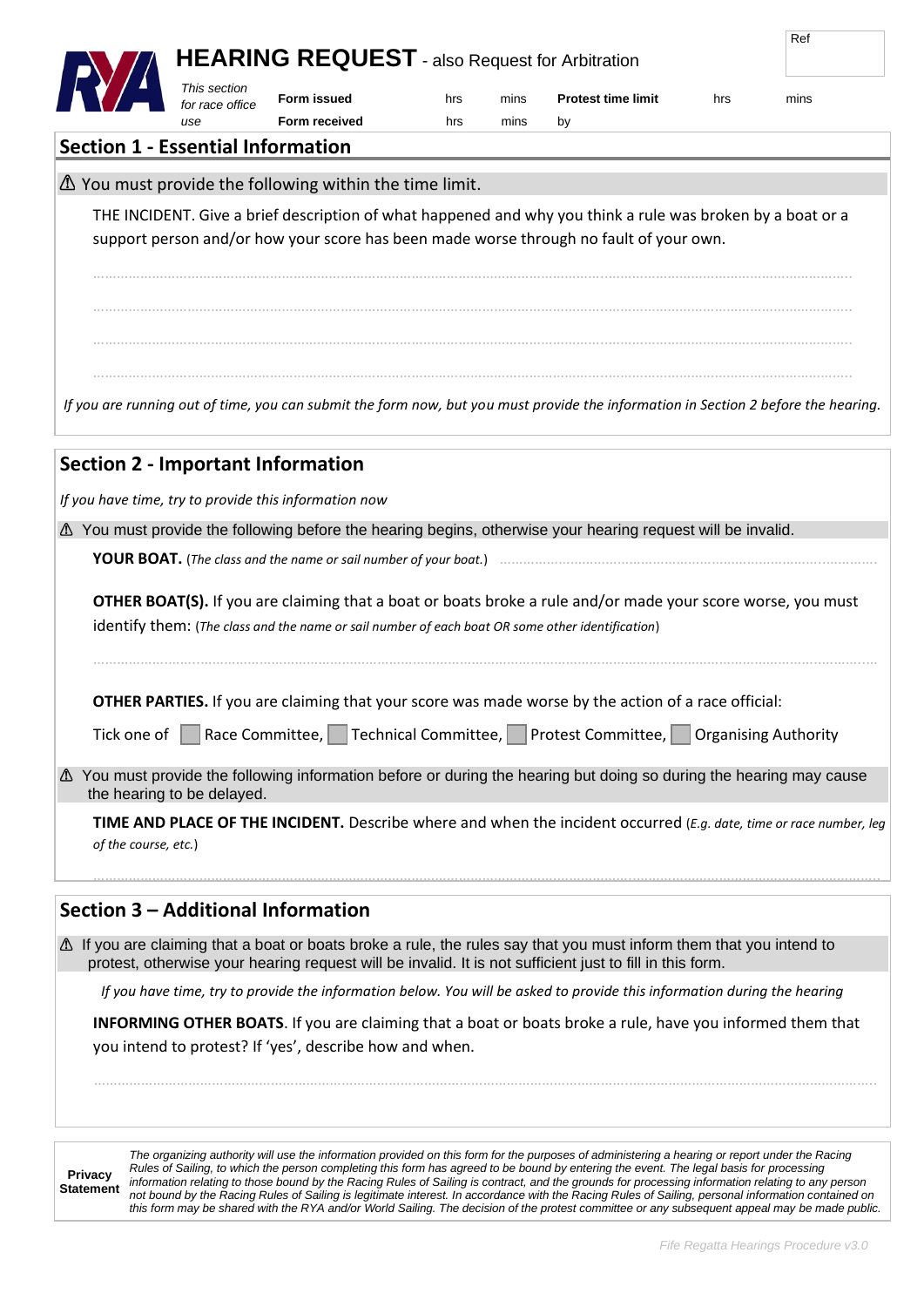# HEARING REQUEST - also Request for Arbitration

| | | | | | | | |
|---|---|---|---|---|---|---|---|
| *This section for race office use* | **Form issued** | hrs | mins | **Protest time limit** | hrs | mins | Ref |
| | **Form received** | hrs | mins | by | | | |

## Section 1 - Essential Information

⚠ You must provide the following within the time limit.

THE INCIDENT. Give a brief description of what happened and why you think a rule was broken by a boat or a support person and/or how your score has been made worse through no fault of your own.

..........................................................................................................................................................

..........................................................................................................................................................

..........................................................................................................................................................

..........................................................................................................................................................

*If you are running out of time, you can submit the form now, but you must provide the information in Section 2 before the hearing.*

## Section 2 - Important Information

*If you have time, try to provide this information now*

⚠ You must provide the following before the hearing begins, otherwise your hearing request will be invalid.

**YOUR BOAT.** (*The class and the name or sail number of your boat.*) ..........................................................................................

**OTHER BOAT(S).** If you are claiming that a boat or boats broke a rule and/or made your score worse, you must identify them: (*The class and the name or sail number of each boat OR some other identification*)

..........................................................................................................................................................

**OTHER PARTIES.** If you are claiming that your score was made worse by the action of a race official:

Tick one of ☐ Race Committee, ☐ Technical Committee, ☐ Protest Committee, ☐ Organising Authority

⚠ You must provide the following information before or during the hearing but doing so during the hearing may cause the hearing to be delayed.

**TIME AND PLACE OF THE INCIDENT.** Describe where and when the incident occurred (*E.g. date, time or race number, leg of the course, etc.*)

..........................................................................................................................................................

## Section 3 – Additional Information

⚠ If you are claiming that a boat or boats broke a rule, the rules say that you must inform them that you intend to protest, otherwise your hearing request will be invalid. It is not sufficient just to fill in this form.

*If you have time, try to provide the information below. You will be asked to provide this information during the hearing*

**INFORMING OTHER BOATS**. If you are claiming that a boat or boats broke a rule, have you informed them that you intend to protest? If 'yes', describe how and when.

..........................................................................................................................................................

**Privacy Statement** *The organizing authority will use the information provided on this form for the purposes of administering a hearing or report under the Racing Rules of Sailing, to which the person completing this form has agreed to be bound by entering the event. The legal basis for processing information relating to those bound by the Racing Rules of Sailing is contract, and the grounds for processing information relating to any person not bound by the Racing Rules of Sailing is legitimate interest. In accordance with the Racing Rules of Sailing, personal information contained on this form may be shared with the RYA and/or World Sailing. The decision of the protest committee or any subsequent appeal may be made public.*